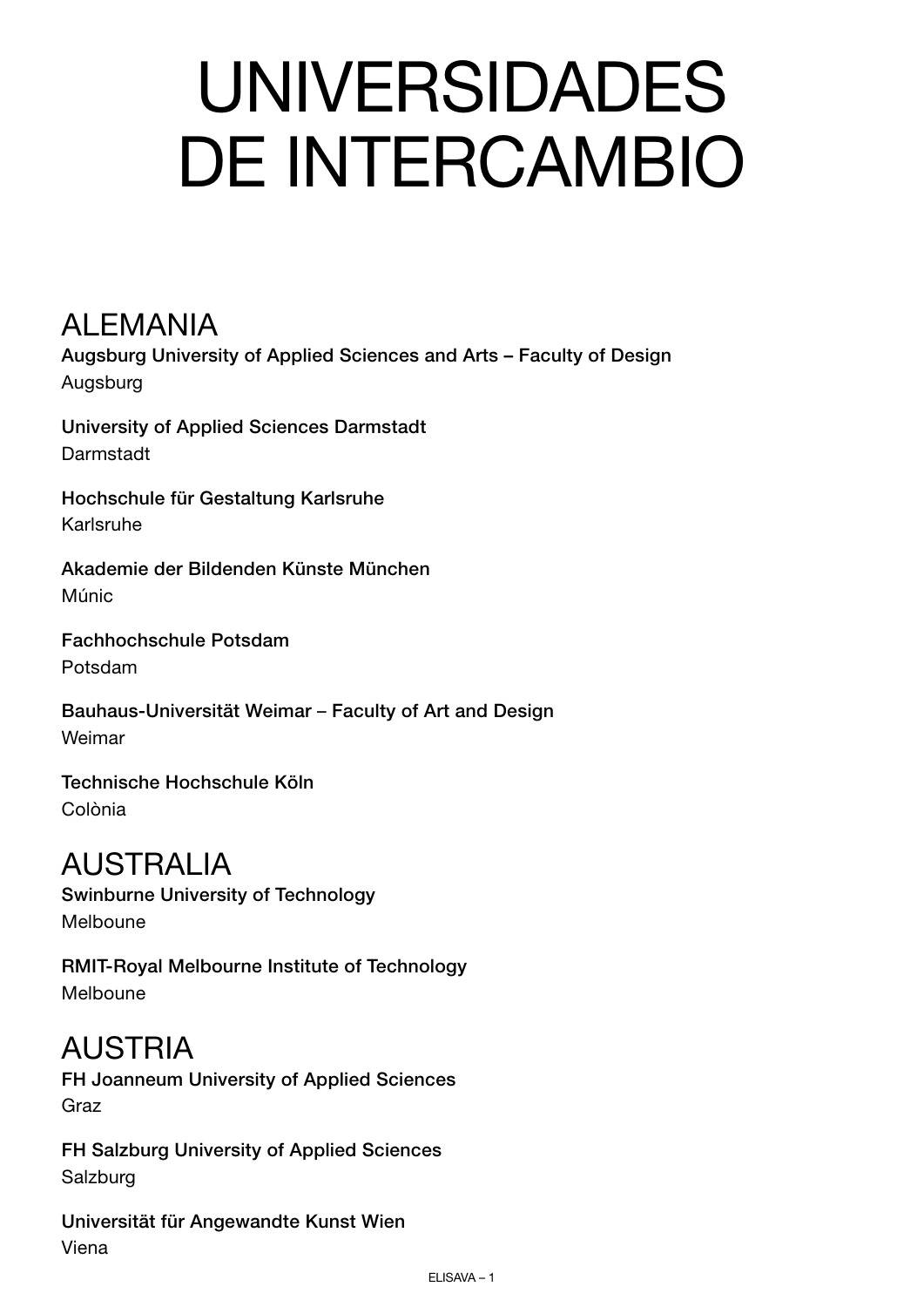# UNIVERSIDADES DE INTERCAMBIO

## ALEMANIA

**Augsburg University of Applied Sciences and Arts – Faculty of Design**
Augsburg

**University of Applied Sciences Darmstadt**
Darmstadt

**Hochschule für Gestaltung Karlsruhe**
Karlsruhe

**Akademie der Bildenden Künste München**
Múnic

**Fachhochschule Potsdam**
Potsdam

**Bauhaus-Universität Weimar – Faculty of Art and Design**
Weimar

**Technische Hochschule Köln**
Colònia

## AUSTRALIA

**Swinburne University of Technology**
Melboune

**RMIT-Royal Melbourne Institute of Technology**
Melboune

## AUSTRIA

**FH Joanneum University of Applied Sciences**
Graz

**FH Salzburg University of Applied Sciences**
Salzburg

**Universität für Angewandte Kunst Wien**
Viena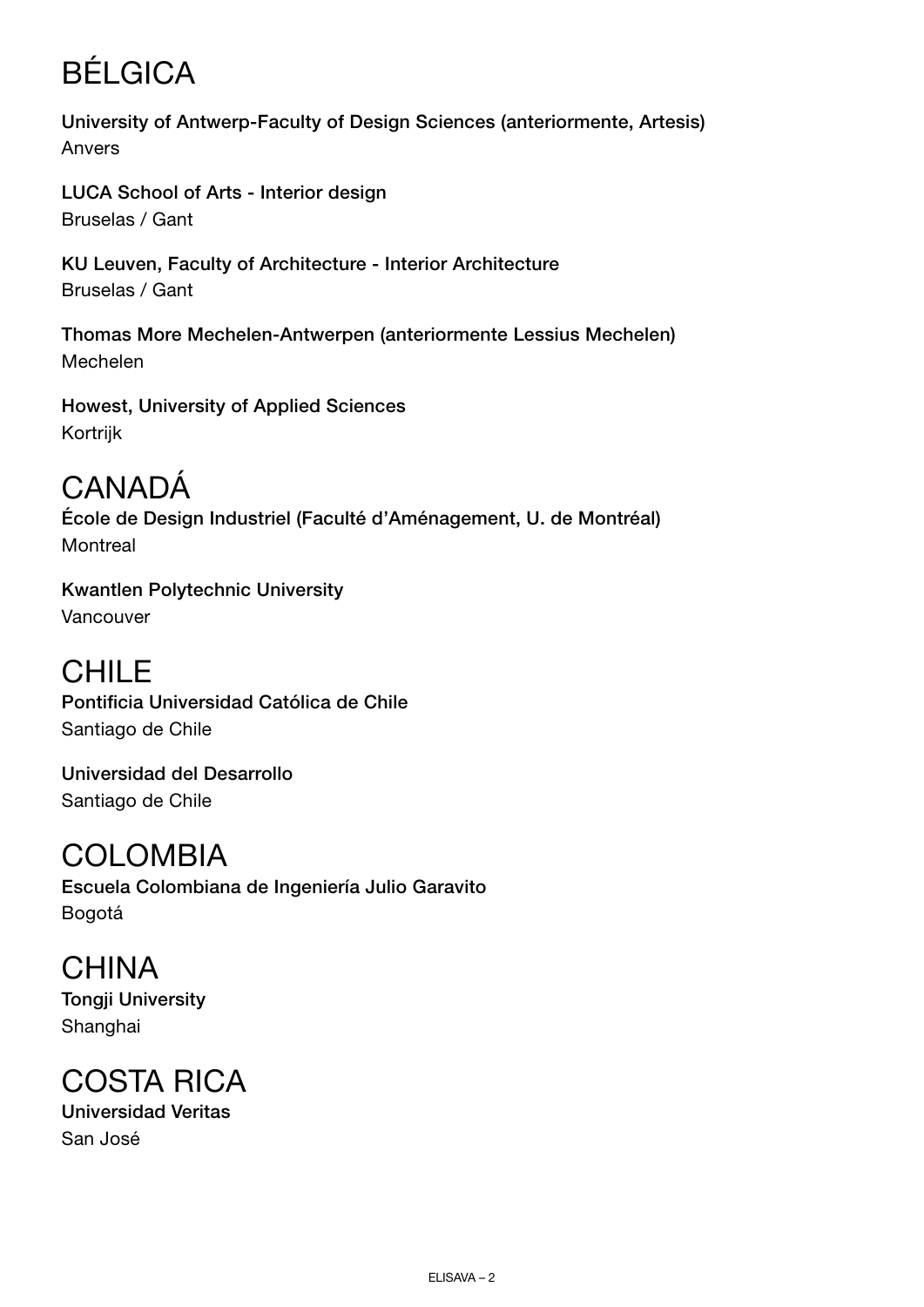# BÉLGICA

**University of Antwerp-Faculty of Design Sciences (anteriormente, Artesis)**
Anvers

**LUCA School of Arts - Interior design**
Bruselas / Gant

**KU Leuven, Faculty of Architecture - Interior Architecture**
Bruselas / Gant

**Thomas More Mechelen-Antwerpen (anteriormente Lessius Mechelen)**
Mechelen

**Howest, University of Applied Sciences**
Kortrijk

# CANADÁ

**École de Design Industriel (Faculté d'Aménagement, U. de Montréal)**
Montreal

**Kwantlen Polytechnic University**
Vancouver

# CHILE

**Pontificia Universidad Católica de Chile**
Santiago de Chile

**Universidad del Desarrollo**
Santiago de Chile

# COLOMBIA

**Escuela Colombiana de Ingeniería Julio Garavito**
Bogotá

# CHINA

**Tongji University**
Shanghai

# COSTA RICA

**Universidad Veritas**
San José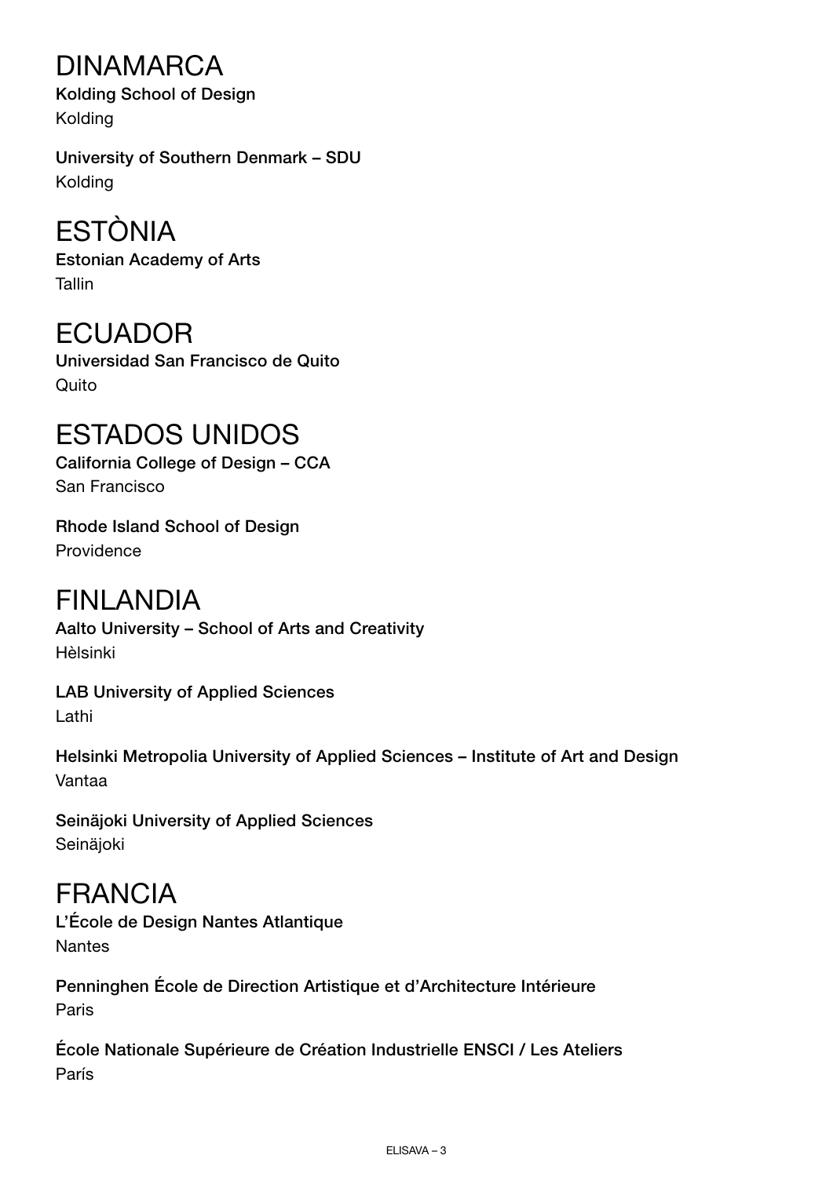# DINAMARCA

**Kolding School of Design**
Kolding

**University of Southern Denmark – SDU**
Kolding

# ESTÒNIA

**Estonian Academy of Arts**
Tallin

# ECUADOR

**Universidad San Francisco de Quito**
Quito

# ESTADOS UNIDOS

**California College of Design – CCA**
San Francisco

**Rhode Island School of Design**
Providence

# FINLANDIA

**Aalto University – School of Arts and Creativity**
Hèlsinki

**LAB University of Applied Sciences**
Lathi

**Helsinki Metropolia University of Applied Sciences – Institute of Art and Design**
Vantaa

**Seinäjoki University of Applied Sciences**
Seinäjoki

# FRANCIA

**L'École de Design Nantes Atlantique**
Nantes

**Penninghen École de Direction Artistique et d'Architecture Intérieure**
Paris

**École Nationale Supérieure de Création Industrielle ENSCI / Les Ateliers**
París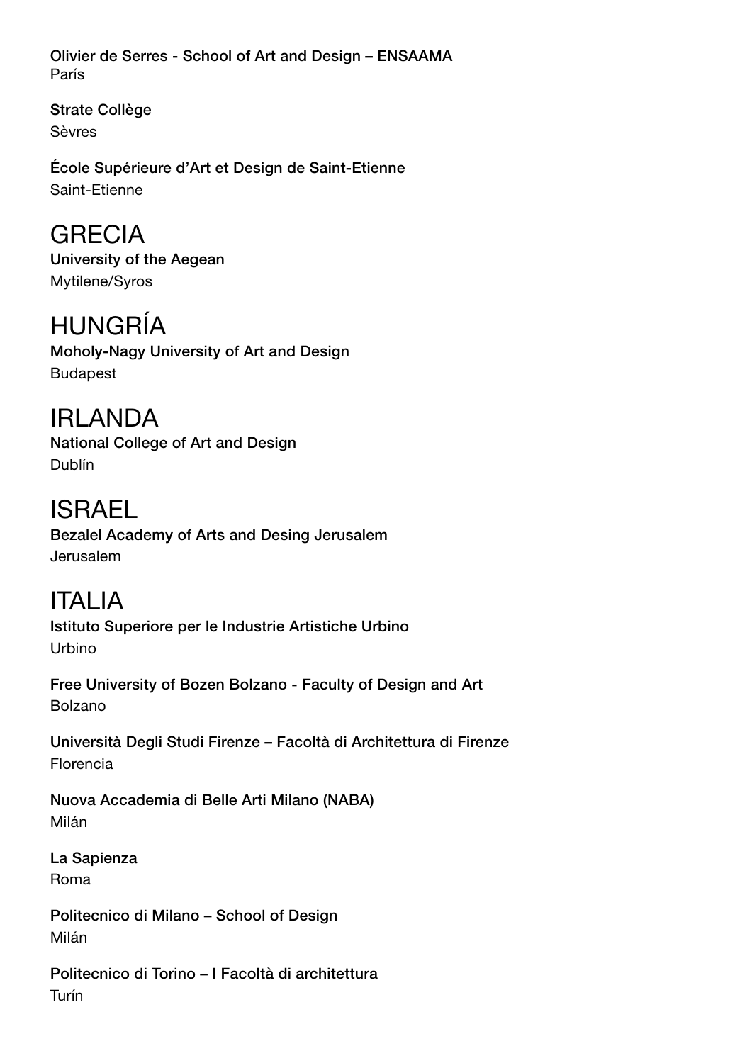**Olivier de Serres - School of Art and Design – ENSAAMA**
París

**Strate Collège**
Sèvres

**École Supérieure d'Art et Design de Saint-Etienne**
Saint-Etienne

# GRECIA

**University of the Aegean**
Mytilene/Syros

# HUNGRÍA

**Moholy-Nagy University of Art and Design**
Budapest

# IRLANDA

**National College of Art and Design**
Dublín

# ISRAEL

**Bezalel Academy of Arts and Desing Jerusalem**
Jerusalem

# ITALIA

**Istituto Superiore per le Industrie Artistiche Urbino**
Urbino

**Free University of Bozen Bolzano - Faculty of Design and Art**
Bolzano

**Università Degli Studi Firenze – Facoltà di Architettura di Firenze**
Florencia

**Nuova Accademia di Belle Arti Milano (NABA)**
Milán

**La Sapienza**
Roma

**Politecnico di Milano – School of Design**
Milán

**Politecnico di Torino – I Facoltà di architettura**
Turín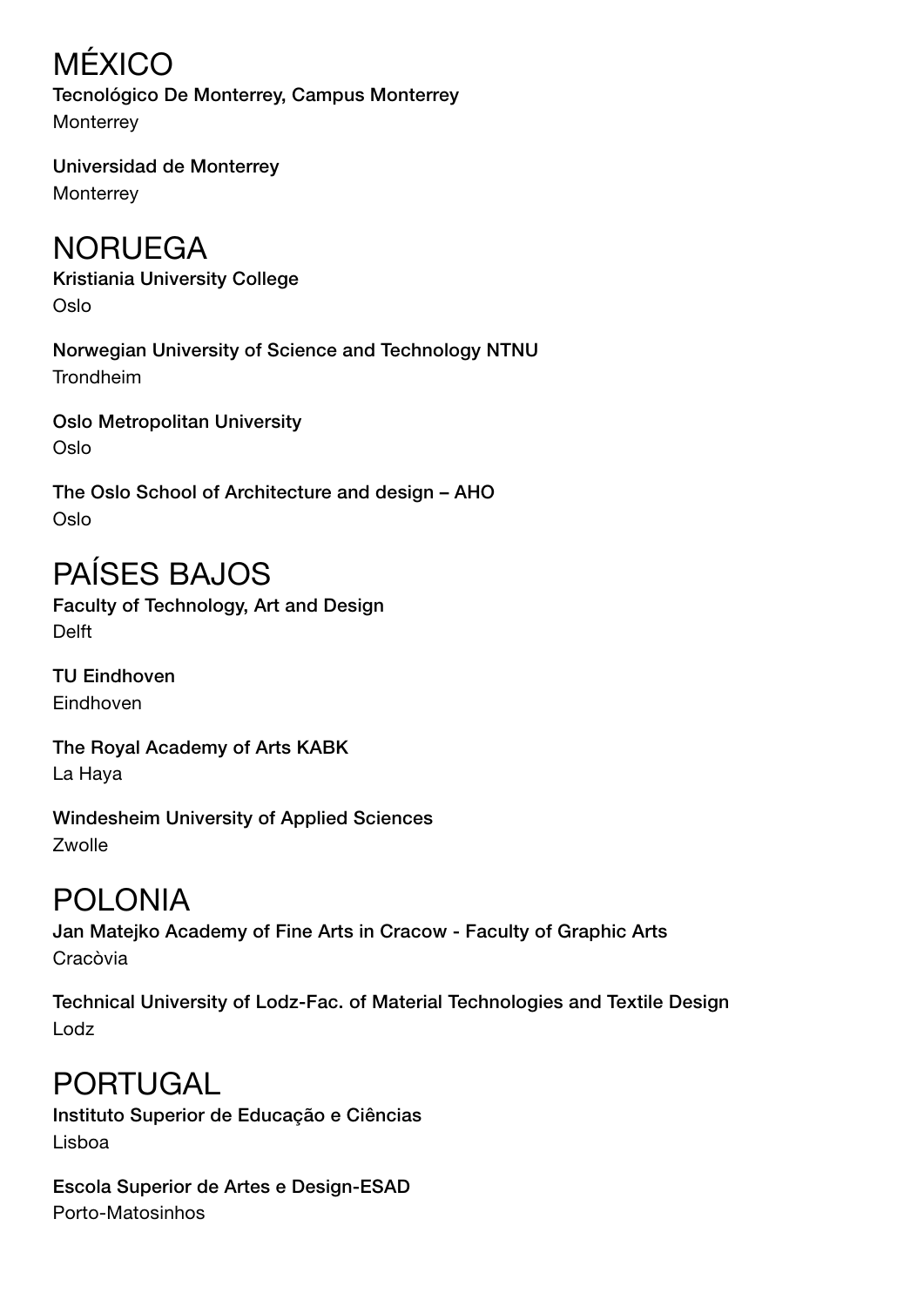# MÉXICO

**Tecnológico De Monterrey, Campus Monterrey**
Monterrey

**Universidad de Monterrey**
Monterrey

# NORUEGA

**Kristiania University College**
Oslo

**Norwegian University of Science and Technology NTNU**
Trondheim

**Oslo Metropolitan University**
Oslo

**The Oslo School of Architecture and design – AHO**
Oslo

# PAÍSES BAJOS

**Faculty of Technology, Art and Design**
Delft

**TU Eindhoven**
Eindhoven

**The Royal Academy of Arts KABK**
La Haya

**Windesheim University of Applied Sciences**
Zwolle

# POLONIA

**Jan Matejko Academy of Fine Arts in Cracow - Faculty of Graphic Arts**
Cracòvia

**Technical University of Lodz-Fac. of Material Technologies and Textile Design**
Lodz

# PORTUGAL

**Instituto Superior de Educação e Ciências**
Lisboa

**Escola Superior de Artes e Design-ESAD**
Porto-Matosinhos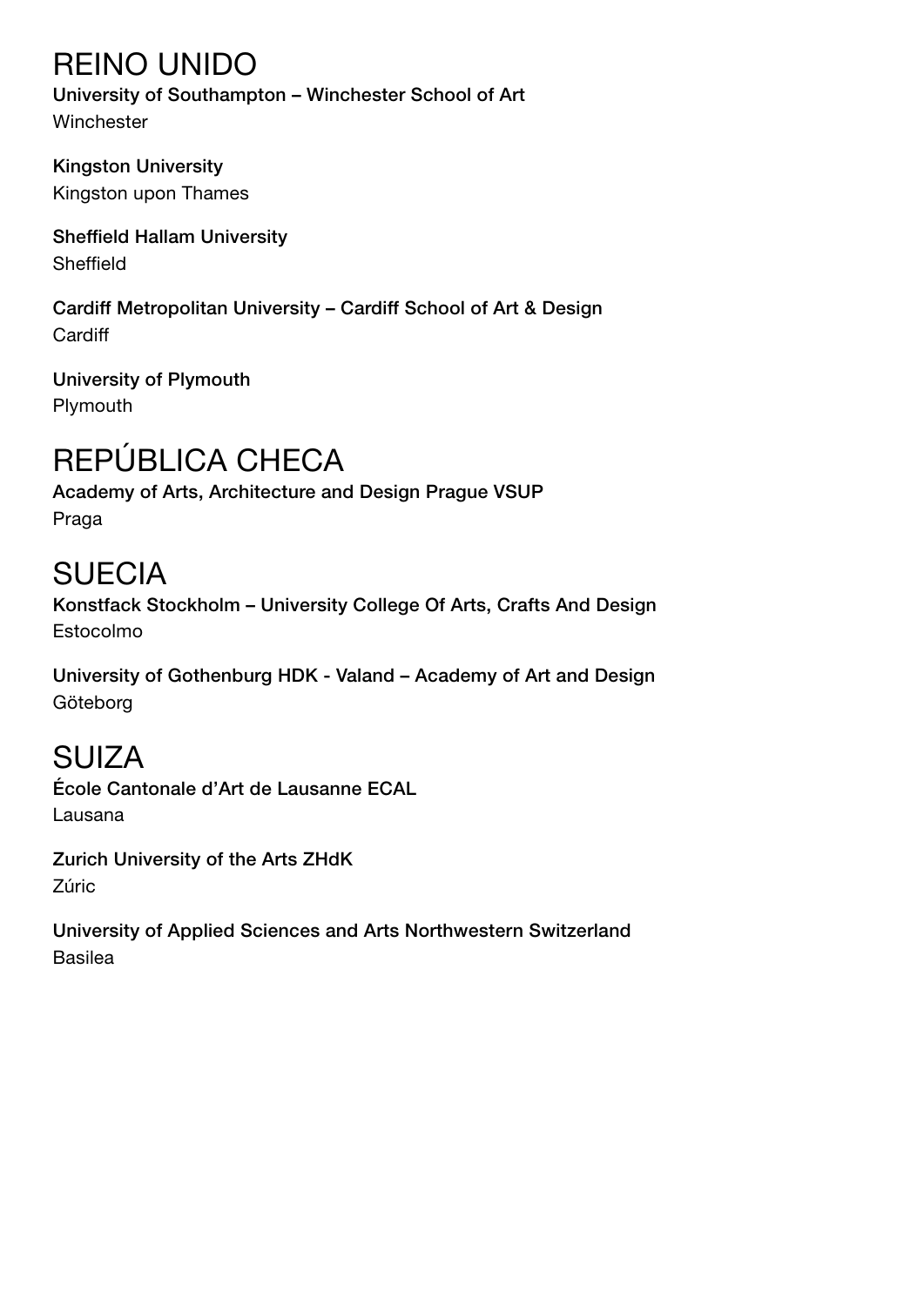# REINO UNIDO

**University of Southampton – Winchester School of Art**
Winchester

**Kingston University**
Kingston upon Thames

**Sheffield Hallam University**
Sheffield

**Cardiff Metropolitan University – Cardiff School of Art & Design**
Cardiff

**University of Plymouth**
Plymouth

# REPÚBLICA CHECA

**Academy of Arts, Architecture and Design Prague VSUP**
Praga

# SUECIA

**Konstfack Stockholm – University College Of Arts, Crafts And Design**
Estocolmo

**University of Gothenburg HDK - Valand – Academy of Art and Design**
Göteborg

# SUIZA

**École Cantonale d'Art de Lausanne ECAL**
Lausana

**Zurich University of the Arts ZHdK**
Zúric

**University of Applied Sciences and Arts Northwestern Switzerland**
Basilea